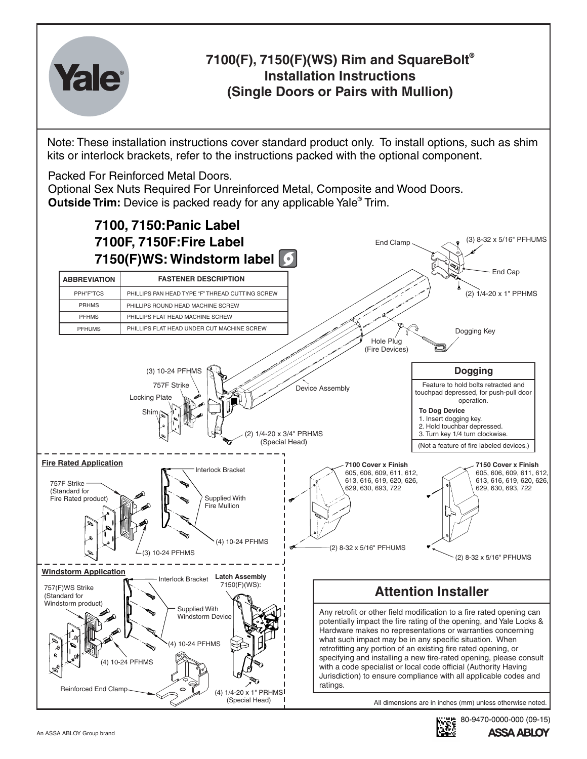# 7100(F), 7150(F)(WS) Rim and SquareBolt® Installation Instructions (Single Doors or Pairs with Mullion)

Note: These installation instructions cover standard product only. To install options, such as shim kits or interlock brackets, refer to the instructions packed with the optional component.

Packed For Reinforced Metal Doors.
Optional Sex Nuts Required For Unreinforced Metal, Composite and Wood Doors.
**Outside Trim:** Device is packed ready for any applicable Yale® Trim.

## 7100, 7150: Panic Label
## 7100F, 7150F: Fire Label
## 7150(F)WS: Windstorm label

| ABBREVIATION | FASTENER DESCRIPTION |
|---|---|
| PPH"F"TCS | PHILLIPS PAN HEAD TYPE "F" THREAD CUTTING SCREW |
| PRHMS | PHILLIPS ROUND HEAD MACHINE SCREW |
| PFHMS | PHILLIPS FLAT HEAD MACHINE SCREW |
| PFHUMS | PHILLIPS FLAT HEAD UNDER CUT MACHINE SCREW |

End Clamp
(3) 8-32 x 5/16" PFHUMS
End Cap
(2) 1/4-20 x 1" PPHMS
Dogging Key
Hole Plug (Fire Devices)
Device Assembly
(3) 10-24 PFHMS
757F Strike
Locking Plate
Shim
(2) 1/4-20 x 3/4" PRHMS (Special Head)

### Dogging

Feature to hold bolts retracted and touchpad depressed, for push-pull door operation.

**To Dog Device**
1. Insert dogging key.
2. Hold touchbar depressed.
3. Turn key 1/4 turn clockwise.

(Not a feature of fire labeled devices.)

### Fire Rated Application

757F Strike (Standard for Fire Rated product)
Interlock Bracket
Supplied With Fire Mullion
(4) 10-24 PFHMS
(3) 10-24 PFHMS

**7100 Cover x Finish**
605, 606, 609, 611, 612, 613, 616, 619, 620, 626, 629, 630, 693, 722

(2) 8-32 x 5/16" PFHUMS

**7150 Cover x Finish**
605, 606, 609, 611, 612, 613, 616, 619, 620, 626, 629, 630, 693, 722

(2) 8-32 x 5/16" PFHUMS

### Windstorm Application

757(F)WS Strike (Standard for Windstorm product)
Interlock Bracket
Supplied With Windstorm Device
(4) 10-24 PFHMS
(4) 10-24 PFHMS
Reinforced End Clamp
**Latch Assembly** 7150(F)(WS):
(4) 1/4-20 x 1" PRHMS (Special Head)

## Attention Installer

Any retrofit or other field modification to a fire rated opening can potentially impact the fire rating of the opening, and Yale Locks & Hardware makes no representations or warranties concerning what such impact may be in any specific situation. When retrofitting any portion of an existing fire rated opening, or specifying and installing a new fire-rated opening, please consult with a code specialist or local code official (Authority Having Jurisdiction) to ensure compliance with all applicable codes and ratings.

All dimensions are in inches (mm) unless otherwise noted.

80-9470-0000-000 (09-15)

An ASSA ABLOY Group brand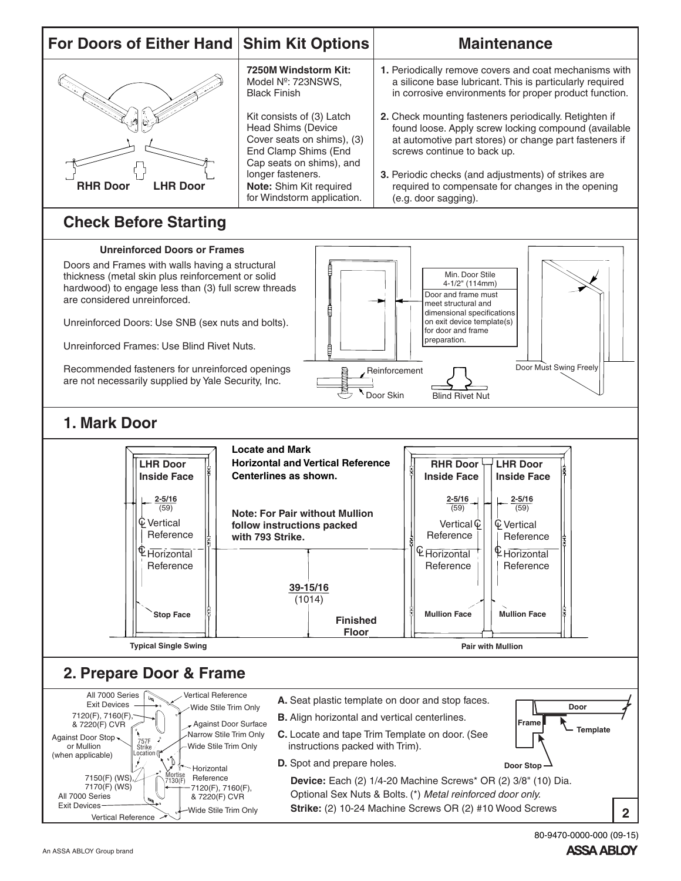## For Doors of Either Hand

RHR Door LHR Door

## Shim Kit Options

**7250M Windstorm Kit:**
Model Nº: 723NSWS,
Black Finish

Kit consists of (3) Latch Head Shims (Device Cover seats on shims), (3) End Clamp Shims (End Cap seats on shims), and longer fasteners.
**Note:** Shim Kit required for Windstorm application.

## Maintenance

1. Periodically remove covers and coat mechanisms with a silicone base lubricant. This is particularly required in corrosive environments for proper product function.
2. Check mounting fasteners periodically. Retighten if found loose. Apply screw locking compound (available at automotive part stores) or change part fasteners if screws continue to back up.
3. Periodic checks (and adjustments) of strikes are required to compensate for changes in the opening (e.g. door sagging).

## Check Before Starting

**Unreinforced Doors or Frames**

Doors and Frames with walls having a structural thickness (metal skin plus reinforcement or solid hardwood) to engage less than (3) full screw threads are considered unreinforced.

Unreinforced Doors: Use SNB (sex nuts and bolts).

Unreinforced Frames: Use Blind Rivet Nuts.

Recommended fasteners for unreinforced openings are not necessarily supplied by Yale Security, Inc.

Min. Door Stile 4-1/2" (114mm)

Door and frame must meet structural and dimensional specifications on exit device template(s) for door and frame preparation.

Door Must Swing Freely

Reinforcement

Door Skin

Blind Rivet Nut

## 1. Mark Door

**Locate and Mark Horizontal and Vertical Reference Centerlines as shown.**

**Note: For Pair without Mullion follow instructions packed with 793 Strike.**

**Typical Single Swing:** LHR Door Inside Face; 2-5/16 (59); ℄ Vertical Reference; ℄ Horizontal Reference; Stop Face; 39-15/16 (1014); Finished Floor

**Pair with Mullion:** RHR Door Inside Face; LHR Door Inside Face; 2-5/16 (59); 2-5/16 (59); Vertical ℄ Reference; ℄ Vertical Reference; ℄ Horizontal Reference; ℄ Horizontal Reference; Mullion Face; Mullion Face

## 2. Prepare Door & Frame

Template labels: All 7000 Series Exit Devices; 7120(F), 7160(F), & 7220(F) CVR; Against Door Stop or Mullion (when applicable); 7150(F) (WS), 7170(F) (WS); All 7000 Series Exit Devices; Vertical Reference; Vertical Reference; Wide Stile Trim Only; Against Door Surface; Narrow Stile Trim Only; Wide Stile Trim Only; 757F Strike Location; Mortise 7130(F); Horizontal Reference; 7120(F), 7160(F), & 7220(F) CVR; Wide Stile Trim Only

**A.** Seat plastic template on door and stop faces.

**B.** Align horizontal and vertical centerlines.

**C.** Locate and tape Trim Template on door. (See instructions packed with Trim).

**D.** Spot and prepare holes.

**Device:** Each (2) 1/4-20 Machine Screws* OR (2) 3/8" (10) Dia. Optional Sex Nuts & Bolts. (*) *Metal reinforced door only.*

**Strike:** (2) 10-24 Machine Screws OR (2) #10 Wood Screws

Door; Frame; Template; Door Stop

80-9470-0000-000 (09-15)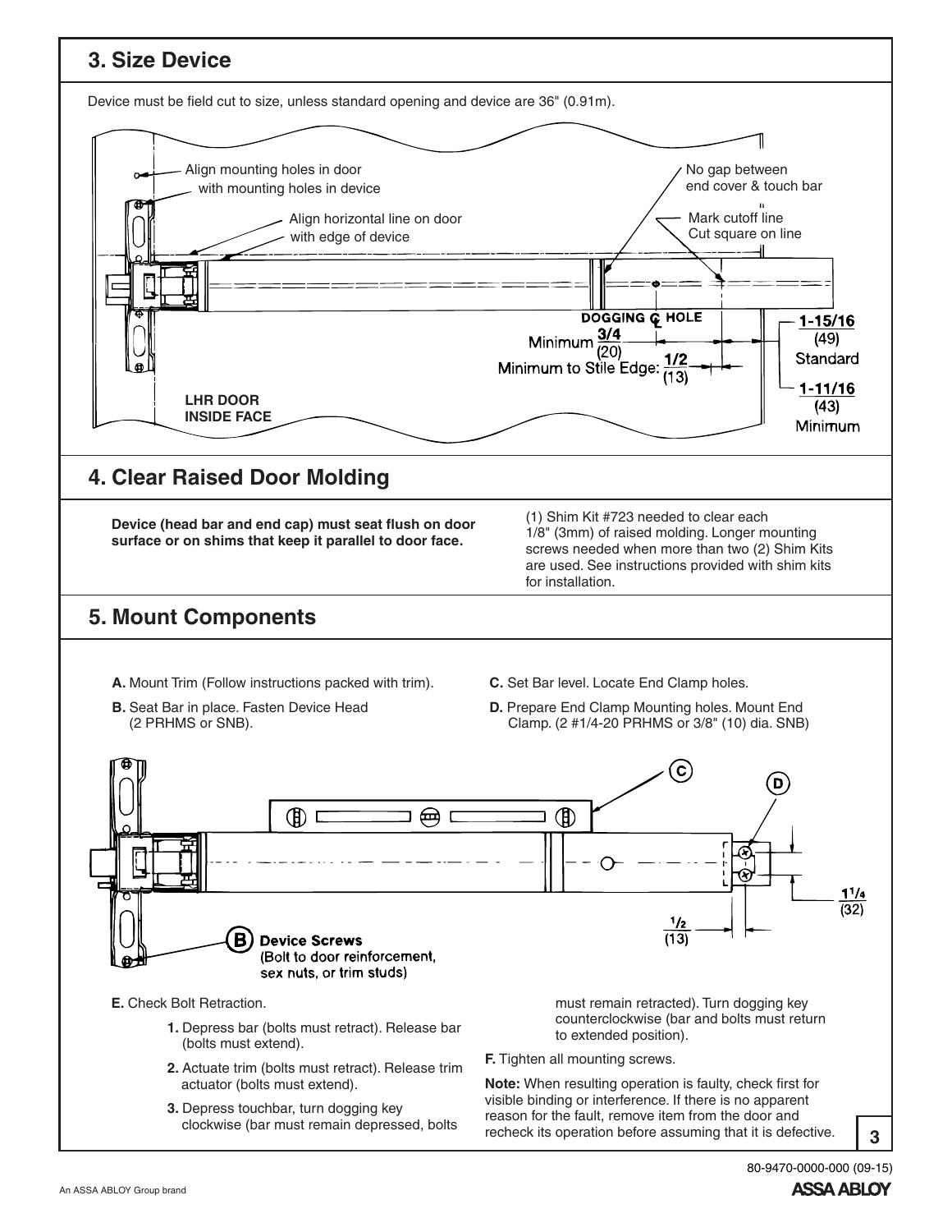## 3. Size Device

Device must be field cut to size, unless standard opening and device are 36" (0.91m).

Align mounting holes in door with mounting holes in device

Align horizontal line on door with edge of device

No gap between end cover & touch bar

Mark cutoff line Cut square on line

DOGGING ℄ HOLE

Minimum 3/4 (20)

Minimum to Stile Edge: 1/2 (13)

1-15/16 (49) Standard

1-11/16 (43) Minimum

LHR DOOR INSIDE FACE

## 4. Clear Raised Door Molding

**Device (head bar and end cap) must seat flush on door surface or on shims that keep it parallel to door face.**

(1) Shim Kit #723 needed to clear each 1/8" (3mm) of raised molding. Longer mounting screws needed when more than two (2) Shim Kits are used. See instructions provided with shim kits for installation.

## 5. Mount Components

**A.** Mount Trim (Follow instructions packed with trim).

**B.** Seat Bar in place. Fasten Device Head (2 PRHMS or SNB).

**C.** Set Bar level. Locate End Clamp holes.

**D.** Prepare End Clamp Mounting holes. Mount End Clamp. (2 #1/4-20 PRHMS or 3/8" (10) dia. SNB)

(B) Device Screws (Bolt to door reinforcement, sex nuts, or trim studs)

1/2 (13)

1-1/4 (32)

**E.** Check Bolt Retraction.

1. Depress bar (bolts must retract). Release bar (bolts must extend).
2. Actuate trim (bolts must retract). Release trim actuator (bolts must extend).
3. Depress touchbar, turn dogging key clockwise (bar must remain depressed, bolts must remain retracted). Turn dogging key counterclockwise (bar and bolts must return to extended position).

**F.** Tighten all mounting screws.

**Note:** When resulting operation is faulty, check first for visible binding or interference. If there is no apparent reason for the fault, remove item from the door and recheck its operation before assuming that it is defective.

80-9470-0000-000 (09-15)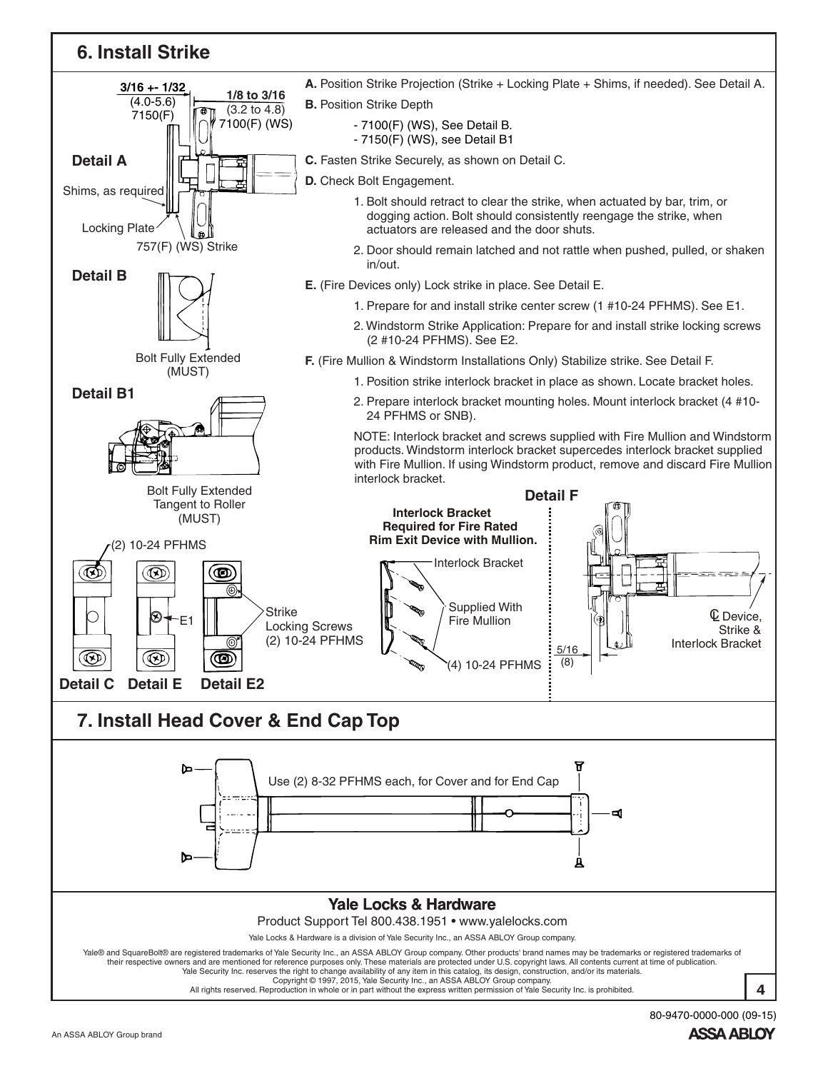## 6. Install Strike

**A.** Position Strike Projection (Strike + Locking Plate + Shims, if needed). See Detail A.

**B.** Position Strike Depth

- 7100(F) (WS), See Detail B.
- 7150(F) (WS), see Detail B1

**C.** Fasten Strike Securely, as shown on Detail C.

**D.** Check Bolt Engagement.

1. Bolt should retract to clear the strike, when actuated by bar, trim, or dogging action. Bolt should consistently reengage the strike, when actuators are released and the door shuts.
2. Door should remain latched and not rattle when pushed, pulled, or shaken in/out.

**E.** (Fire Devices only) Lock strike in place. See Detail E.

1. Prepare for and install strike center screw (1 #10-24 PFHMS). See E1.
2. Windstorm Strike Application: Prepare for and install strike locking screws (2 #10-24 PFHMS). See E2.

**F.** (Fire Mullion & Windstorm Installations Only) Stabilize strike. See Detail F.

1. Position strike interlock bracket in place as shown. Locate bracket holes.
2. Prepare interlock bracket mounting holes. Mount interlock bracket (4 #10-24 PFHMS or SNB).

NOTE: Interlock bracket and screws supplied with Fire Mullion and Windstorm products. Windstorm interlock bracket supercedes interlock bracket supplied with Fire Mullion. If using Windstorm product, remove and discard Fire Mullion interlock bracket.

**Detail A**

3/16 +- 1/32
(4.0-5.6)
7150(F)

1/8 to 3/16
(3.2 to 4.8)
7100(F) (WS)

Shims, as required

Locking Plate

757(F) (WS) Strike

**Detail B**

Bolt Fully Extended
(MUST)

**Detail B1**

Bolt Fully Extended
Tangent to Roller
(MUST)

(2) 10-24 PFHMS

E1

Strike
Locking Screws
(2) 10-24 PFHMS

**Detail C** **Detail E** **Detail E2**

**Interlock Bracket Required for Fire Rated Rim Exit Device with Mullion.**

Interlock Bracket

Supplied With
Fire Mullion

(4) 10-24 PFHMS

**Detail F**

℄ Device,
Strike &
Interlock Bracket

5/16
(8)

## 7. Install Head Cover & End Cap Top

Use (2) 8-32 PFHMS each, for Cover and for End Cap

**Yale Locks & Hardware**

Product Support Tel 800.438.1951 • www.yalelocks.com

Yale Locks & Hardware is a division of Yale Security Inc., an ASSA ABLOY Group company.

Yale® and SquareBolt® are registered trademarks of Yale Security Inc., an ASSA ABLOY Group company. Other products' brand names may be trademarks or registered trademarks of their respective owners and are mentioned for reference purposes only. These materials are protected under U.S. copyright laws. All contents current at time of publication. Yale Security Inc. reserves the right to change availability of any item in this catalog, its design, construction, and/or its materials.
Copyright © 1997, 2015, Yale Security Inc., an ASSA ABLOY Group company.
All rights reserved. Reproduction in whole or in part without the express written permission of Yale Security Inc. is prohibited.

80-9470-0000-000 (09-15)

An ASSA ABLOY Group brand

ASSA ABLOY